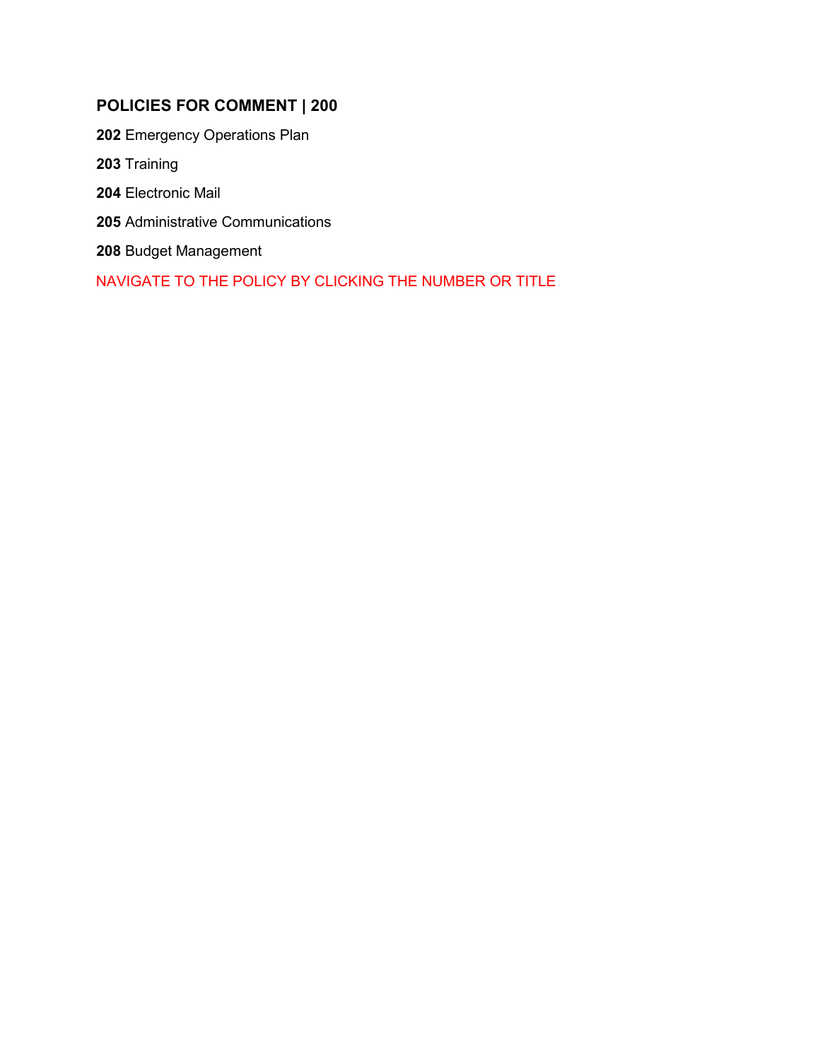## POLICIES FOR COMMENT | 200

**202** Emergency Operations Plan

**203** Training

**204** Electronic Mail

**205** Administrative Communications

**208** Budget Management

NAVIGATE TO THE POLICY BY CLICKING THE NUMBER OR TITLE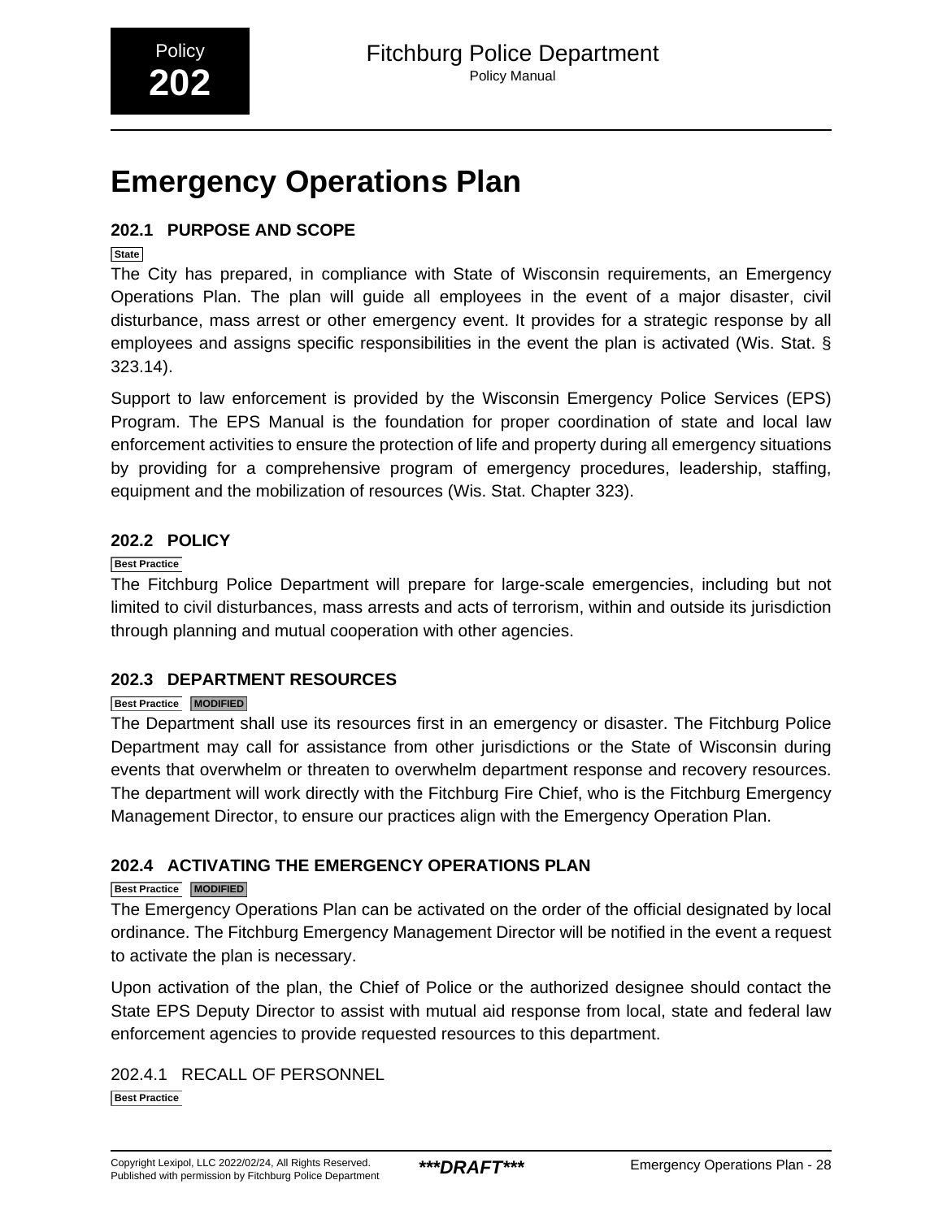# Emergency Operations Plan

## 202.1 PURPOSE AND SCOPE

State

The City has prepared, in compliance with State of Wisconsin requirements, an Emergency Operations Plan. The plan will guide all employees in the event of a major disaster, civil disturbance, mass arrest or other emergency event. It provides for a strategic response by all employees and assigns specific responsibilities in the event the plan is activated (Wis. Stat. § 323.14).

Support to law enforcement is provided by the Wisconsin Emergency Police Services (EPS) Program. The EPS Manual is the foundation for proper coordination of state and local law enforcement activities to ensure the protection of life and property during all emergency situations by providing for a comprehensive program of emergency procedures, leadership, staffing, equipment and the mobilization of resources (Wis. Stat. Chapter 323).

## 202.2 POLICY

Best Practice

The Fitchburg Police Department will prepare for large-scale emergencies, including but not limited to civil disturbances, mass arrests and acts of terrorism, within and outside its jurisdiction through planning and mutual cooperation with other agencies.

## 202.3 DEPARTMENT RESOURCES

Best Practice MODIFIED

The Department shall use its resources first in an emergency or disaster. The Fitchburg Police Department may call for assistance from other jurisdictions or the State of Wisconsin during events that overwhelm or threaten to overwhelm department response and recovery resources. The department will work directly with the Fitchburg Fire Chief, who is the Fitchburg Emergency Management Director, to ensure our practices align with the Emergency Operation Plan.

## 202.4 ACTIVATING THE EMERGENCY OPERATIONS PLAN

Best Practice MODIFIED

The Emergency Operations Plan can be activated on the order of the official designated by local ordinance. The Fitchburg Emergency Management Director will be notified in the event a request to activate the plan is necessary.

Upon activation of the plan, the Chief of Police or the authorized designee should contact the State EPS Deputy Director to assist with mutual aid response from local, state and federal law enforcement agencies to provide requested resources to this department.

### 202.4.1 RECALL OF PERSONNEL

Best Practice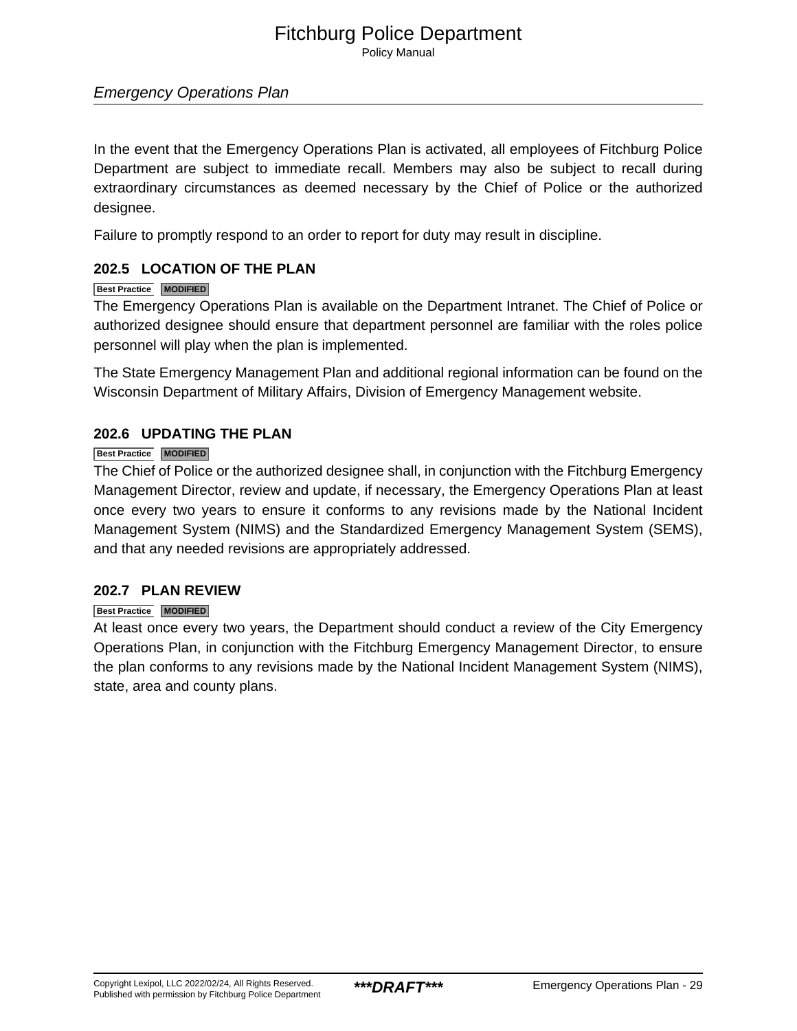In the event that the Emergency Operations Plan is activated, all employees of Fitchburg Police Department are subject to immediate recall. Members may also be subject to recall during extraordinary circumstances as deemed necessary by the Chief of Police or the authorized designee.

Failure to promptly respond to an order to report for duty may result in discipline.

## 202.5 LOCATION OF THE PLAN

Best Practice MODIFIED

The Emergency Operations Plan is available on the Department Intranet. The Chief of Police or authorized designee should ensure that department personnel are familiar with the roles police personnel will play when the plan is implemented.

The State Emergency Management Plan and additional regional information can be found on the Wisconsin Department of Military Affairs, Division of Emergency Management website.

## 202.6 UPDATING THE PLAN

Best Practice MODIFIED

The Chief of Police or the authorized designee shall, in conjunction with the Fitchburg Emergency Management Director, review and update, if necessary, the Emergency Operations Plan at least once every two years to ensure it conforms to any revisions made by the National Incident Management System (NIMS) and the Standardized Emergency Management System (SEMS), and that any needed revisions are appropriately addressed.

## 202.7 PLAN REVIEW

Best Practice MODIFIED

At least once every two years, the Department should conduct a review of the City Emergency Operations Plan, in conjunction with the Fitchburg Emergency Management Director, to ensure the plan conforms to any revisions made by the National Incident Management System (NIMS), state, area and county plans.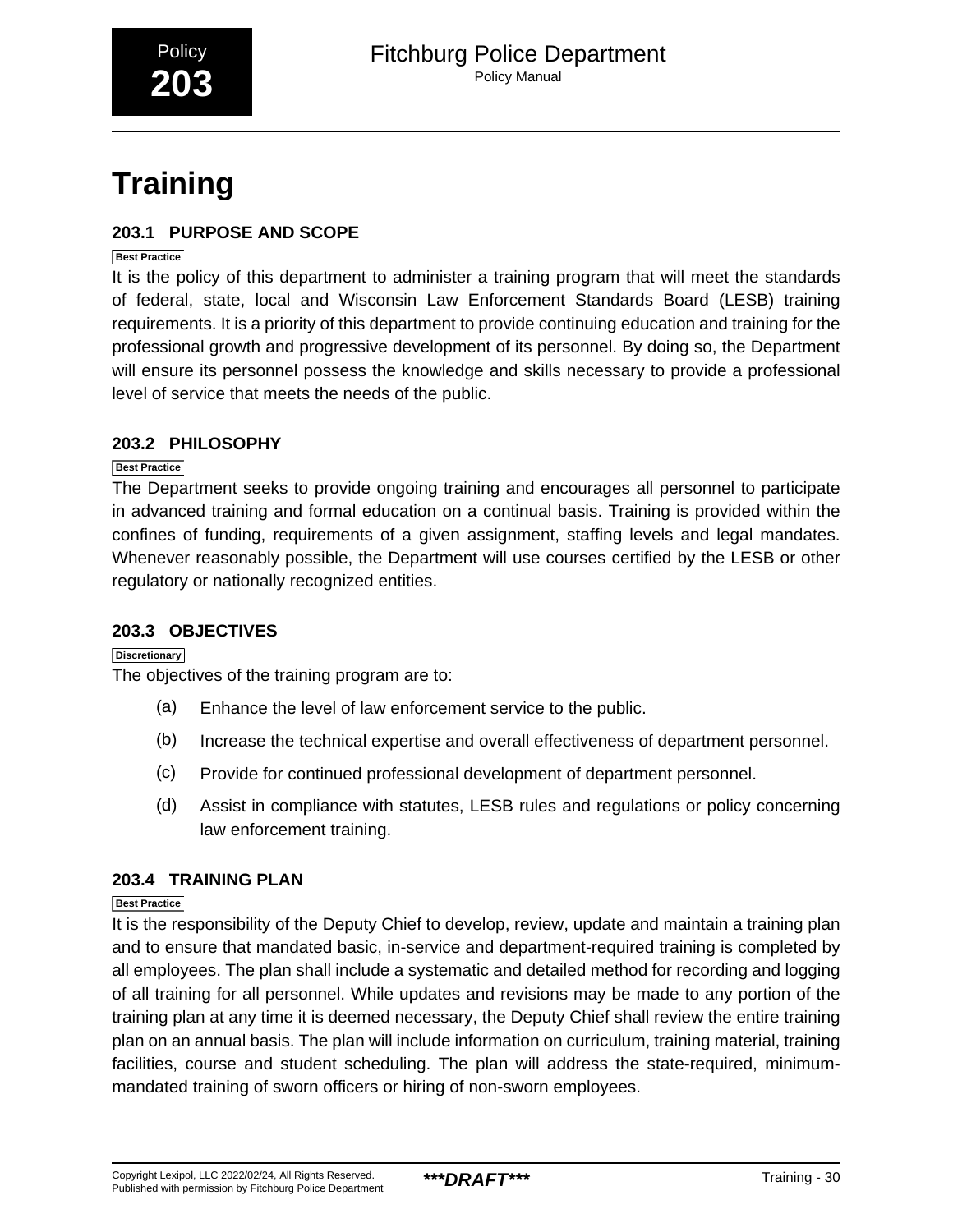# Training

### 203.1 PURPOSE AND SCOPE

Best Practice

It is the policy of this department to administer a training program that will meet the standards of federal, state, local and Wisconsin Law Enforcement Standards Board (LESB) training requirements. It is a priority of this department to provide continuing education and training for the professional growth and progressive development of its personnel. By doing so, the Department will ensure its personnel possess the knowledge and skills necessary to provide a professional level of service that meets the needs of the public.

### 203.2 PHILOSOPHY

Best Practice

The Department seeks to provide ongoing training and encourages all personnel to participate in advanced training and formal education on a continual basis. Training is provided within the confines of funding, requirements of a given assignment, staffing levels and legal mandates. Whenever reasonably possible, the Department will use courses certified by the LESB or other regulatory or nationally recognized entities.

### 203.3 OBJECTIVES

Discretionary

The objectives of the training program are to:

(a) Enhance the level of law enforcement service to the public.

(b) Increase the technical expertise and overall effectiveness of department personnel.

(c) Provide for continued professional development of department personnel.

(d) Assist in compliance with statutes, LESB rules and regulations or policy concerning law enforcement training.

### 203.4 TRAINING PLAN

Best Practice

It is the responsibility of the Deputy Chief to develop, review, update and maintain a training plan and to ensure that mandated basic, in-service and department-required training is completed by all employees. The plan shall include a systematic and detailed method for recording and logging of all training for all personnel. While updates and revisions may be made to any portion of the training plan at any time it is deemed necessary, the Deputy Chief shall review the entire training plan on an annual basis. The plan will include information on curriculum, training material, training facilities, course and student scheduling. The plan will address the state-required, minimum-mandated training of sworn officers or hiring of non-sworn employees.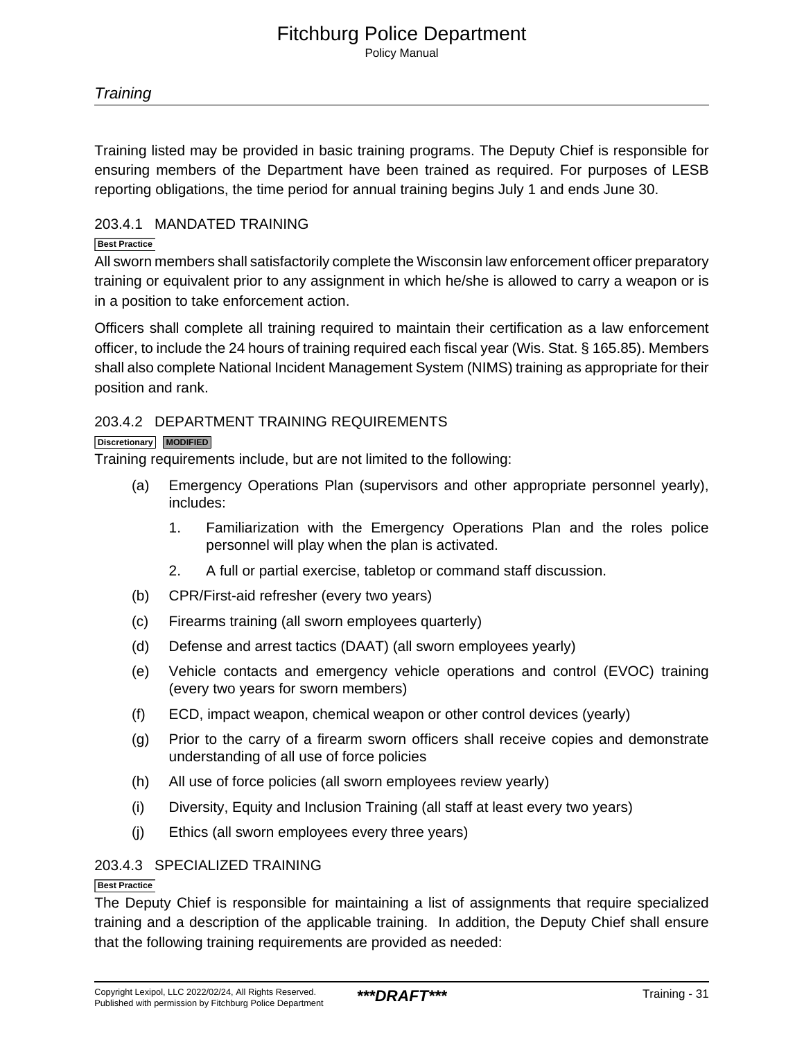Training listed may be provided in basic training programs. The Deputy Chief is responsible for ensuring members of the Department have been trained as required. For purposes of LESB reporting obligations, the time period for annual training begins July 1 and ends June 30.

### 203.4.1 MANDATED TRAINING

Best Practice

All sworn members shall satisfactorily complete the Wisconsin law enforcement officer preparatory training or equivalent prior to any assignment in which he/she is allowed to carry a weapon or is in a position to take enforcement action.

Officers shall complete all training required to maintain their certification as a law enforcement officer, to include the 24 hours of training required each fiscal year (Wis. Stat. § 165.85). Members shall also complete National Incident Management System (NIMS) training as appropriate for their position and rank.

### 203.4.2 DEPARTMENT TRAINING REQUIREMENTS

Discretionary MODIFIED

Training requirements include, but are not limited to the following:

(a) Emergency Operations Plan (supervisors and other appropriate personnel yearly), includes:

1. Familiarization with the Emergency Operations Plan and the roles police personnel will play when the plan is activated.
2. A full or partial exercise, tabletop or command staff discussion.

(b) CPR/First-aid refresher (every two years)

(c) Firearms training (all sworn employees quarterly)

(d) Defense and arrest tactics (DAAT) (all sworn employees yearly)

(e) Vehicle contacts and emergency vehicle operations and control (EVOC) training (every two years for sworn members)

(f) ECD, impact weapon, chemical weapon or other control devices (yearly)

(g) Prior to the carry of a firearm sworn officers shall receive copies and demonstrate understanding of all use of force policies

(h) All use of force policies (all sworn employees review yearly)

(i) Diversity, Equity and Inclusion Training (all staff at least every two years)

(j) Ethics (all sworn employees every three years)

### 203.4.3 SPECIALIZED TRAINING

Best Practice

The Deputy Chief is responsible for maintaining a list of assignments that require specialized training and a description of the applicable training. In addition, the Deputy Chief shall ensure that the following training requirements are provided as needed: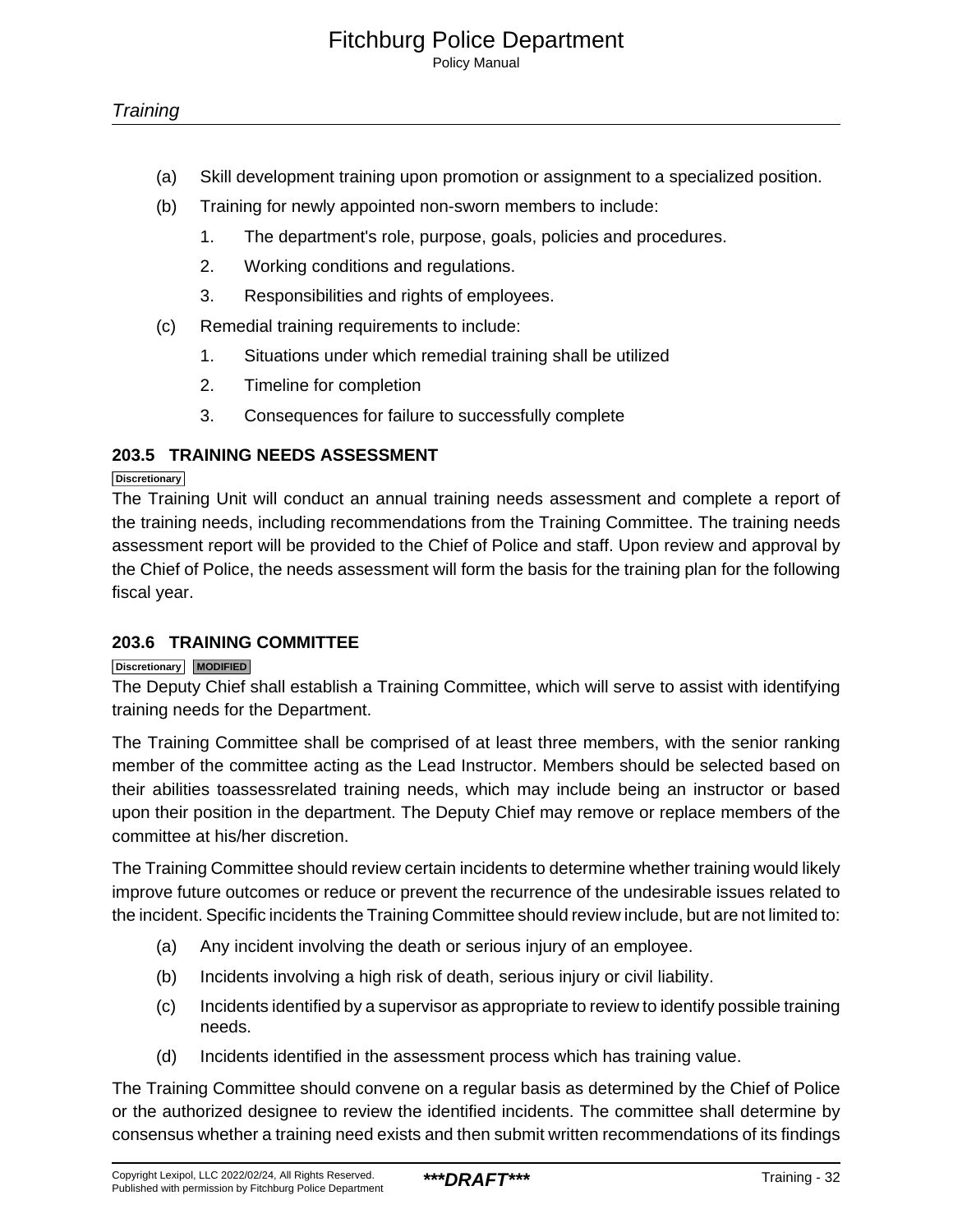(a) Skill development training upon promotion or assignment to a specialized position.

(b) Training for newly appointed non-sworn members to include:

1. The department's role, purpose, goals, policies and procedures.
2. Working conditions and regulations.
3. Responsibilities and rights of employees.

(c) Remedial training requirements to include:

1. Situations under which remedial training shall be utilized
2. Timeline for completion
3. Consequences for failure to successfully complete

## 203.5 TRAINING NEEDS ASSESSMENT

Discretionary

The Training Unit will conduct an annual training needs assessment and complete a report of the training needs, including recommendations from the Training Committee. The training needs assessment report will be provided to the Chief of Police and staff. Upon review and approval by the Chief of Police, the needs assessment will form the basis for the training plan for the following fiscal year.

## 203.6 TRAINING COMMITTEE

Discretionary MODIFIED

The Deputy Chief shall establish a Training Committee, which will serve to assist with identifying training needs for the Department.

The Training Committee shall be comprised of at least three members, with the senior ranking member of the committee acting as the Lead Instructor. Members should be selected based on their abilities toassessrelated training needs, which may include being an instructor or based upon their position in the department. The Deputy Chief may remove or replace members of the committee at his/her discretion.

The Training Committee should review certain incidents to determine whether training would likely improve future outcomes or reduce or prevent the recurrence of the undesirable issues related to the incident. Specific incidents the Training Committee should review include, but are not limited to:

(a) Any incident involving the death or serious injury of an employee.

(b) Incidents involving a high risk of death, serious injury or civil liability.

(c) Incidents identified by a supervisor as appropriate to review to identify possible training needs.

(d) Incidents identified in the assessment process which has training value.

The Training Committee should convene on a regular basis as determined by the Chief of Police or the authorized designee to review the identified incidents. The committee shall determine by consensus whether a training need exists and then submit written recommendations of its findings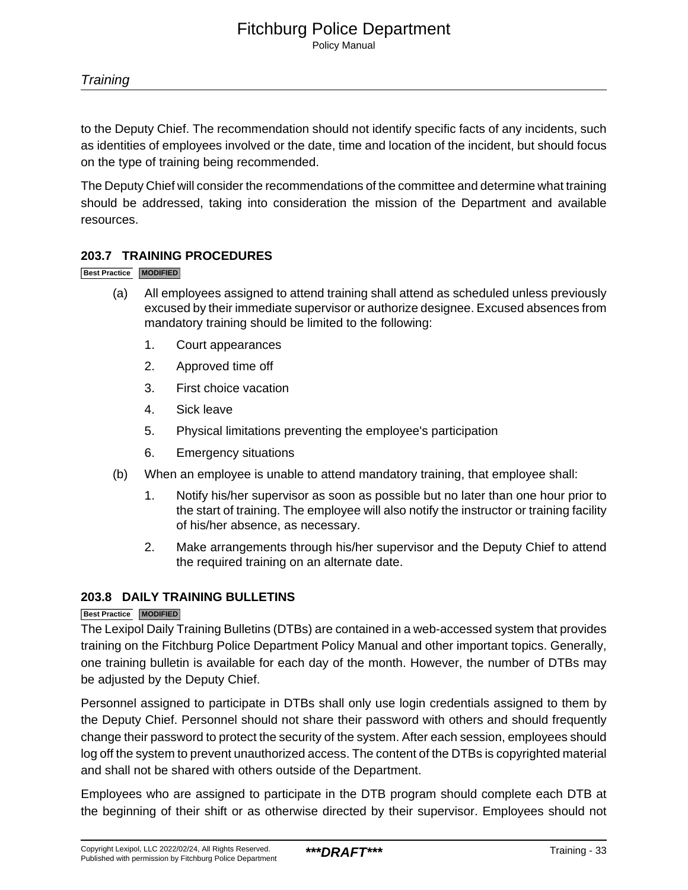to the Deputy Chief. The recommendation should not identify specific facts of any incidents, such as identities of employees involved or the date, time and location of the incident, but should focus on the type of training being recommended.

The Deputy Chief will consider the recommendations of the committee and determine what training should be addressed, taking into consideration the mission of the Department and available resources.

### 203.7 TRAINING PROCEDURES

Best Practice | MODIFIED

(a) All employees assigned to attend training shall attend as scheduled unless previously excused by their immediate supervisor or authorize designee. Excused absences from mandatory training should be limited to the following:

1. Court appearances
2. Approved time off
3. First choice vacation
4. Sick leave
5. Physical limitations preventing the employee's participation
6. Emergency situations

(b) When an employee is unable to attend mandatory training, that employee shall:

1. Notify his/her supervisor as soon as possible but no later than one hour prior to the start of training. The employee will also notify the instructor or training facility of his/her absence, as necessary.
2. Make arrangements through his/her supervisor and the Deputy Chief to attend the required training on an alternate date.

### 203.8 DAILY TRAINING BULLETINS

Best Practice | MODIFIED

The Lexipol Daily Training Bulletins (DTBs) are contained in a web-accessed system that provides training on the Fitchburg Police Department Policy Manual and other important topics. Generally, one training bulletin is available for each day of the month. However, the number of DTBs may be adjusted by the Deputy Chief.

Personnel assigned to participate in DTBs shall only use login credentials assigned to them by the Deputy Chief. Personnel should not share their password with others and should frequently change their password to protect the security of the system. After each session, employees should log off the system to prevent unauthorized access. The content of the DTBs is copyrighted material and shall not be shared with others outside of the Department.

Employees who are assigned to participate in the DTB program should complete each DTB at the beginning of their shift or as otherwise directed by their supervisor. Employees should not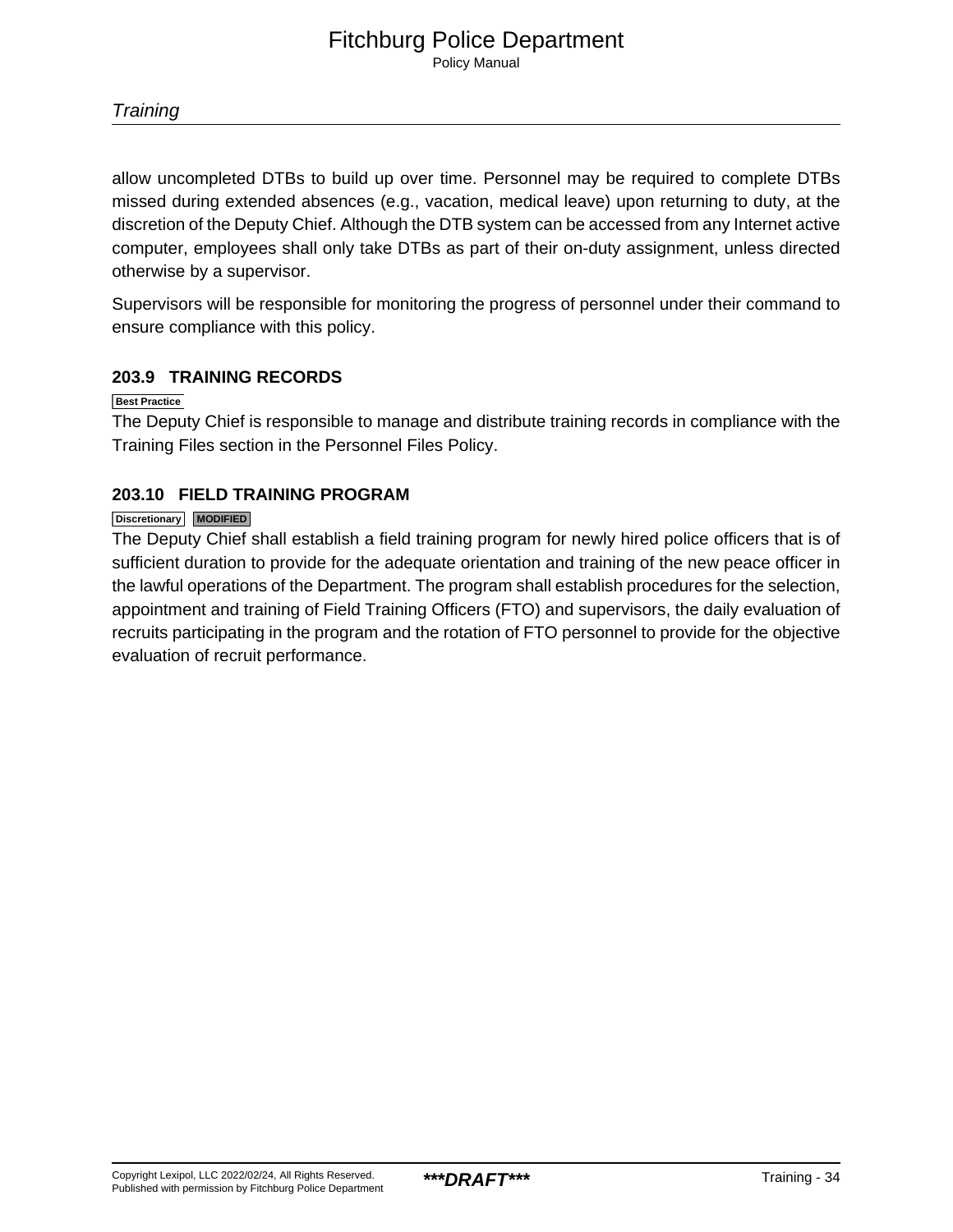allow uncompleted DTBs to build up over time. Personnel may be required to complete DTBs missed during extended absences (e.g., vacation, medical leave) upon returning to duty, at the discretion of the Deputy Chief. Although the DTB system can be accessed from any Internet active computer, employees shall only take DTBs as part of their on-duty assignment, unless directed otherwise by a supervisor.

Supervisors will be responsible for monitoring the progress of personnel under their command to ensure compliance with this policy.

### 203.9 TRAINING RECORDS

Best Practice

The Deputy Chief is responsible to manage and distribute training records in compliance with the Training Files section in the Personnel Files Policy.

### 203.10 FIELD TRAINING PROGRAM

Discretionary MODIFIED

The Deputy Chief shall establish a field training program for newly hired police officers that is of sufficient duration to provide for the adequate orientation and training of the new peace officer in the lawful operations of the Department. The program shall establish procedures for the selection, appointment and training of Field Training Officers (FTO) and supervisors, the daily evaluation of recruits participating in the program and the rotation of FTO personnel to provide for the objective evaluation of recruit performance.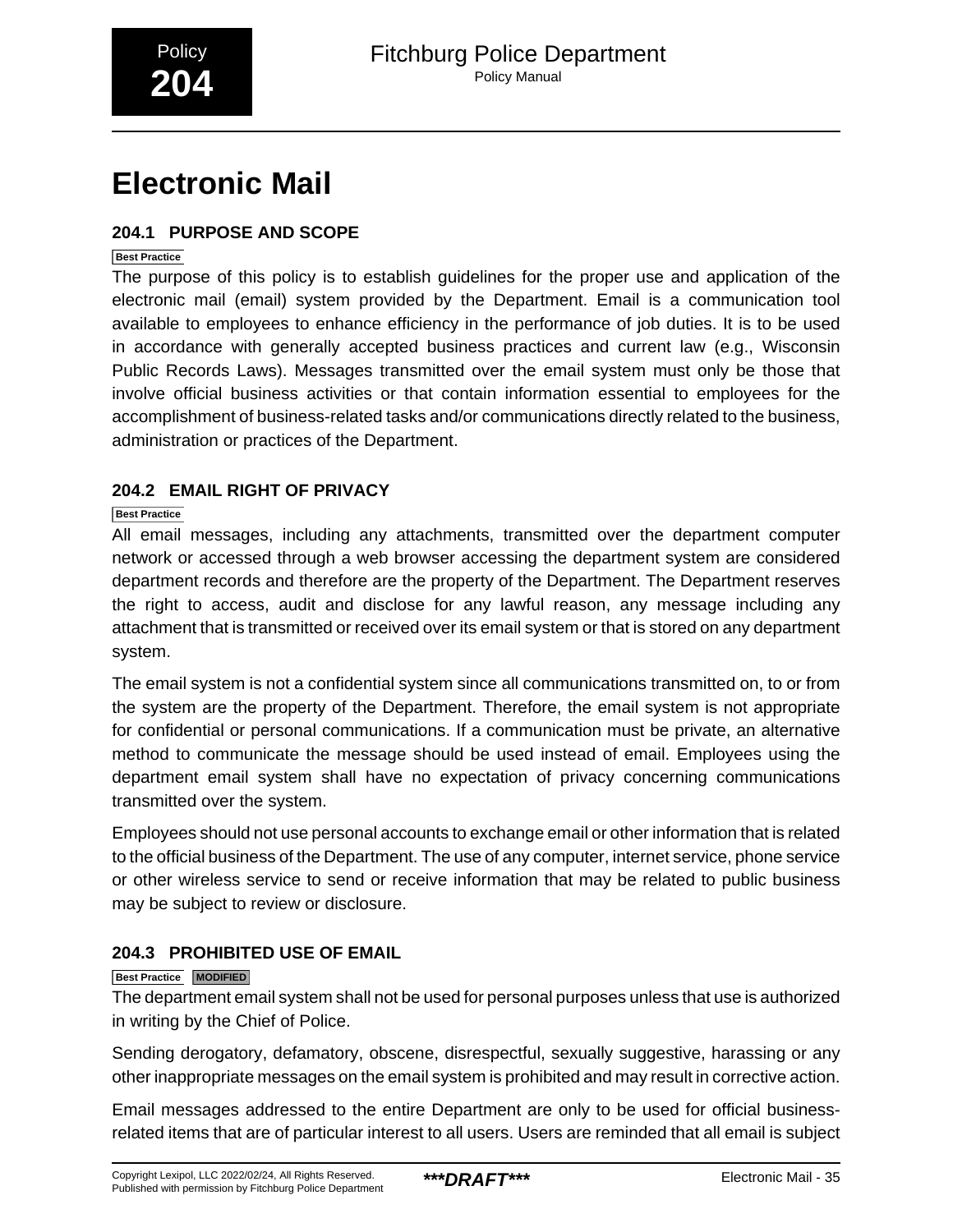# Electronic Mail

## 204.1 PURPOSE AND SCOPE

Best Practice

The purpose of this policy is to establish guidelines for the proper use and application of the electronic mail (email) system provided by the Department. Email is a communication tool available to employees to enhance efficiency in the performance of job duties. It is to be used in accordance with generally accepted business practices and current law (e.g., Wisconsin Public Records Laws). Messages transmitted over the email system must only be those that involve official business activities or that contain information essential to employees for the accomplishment of business-related tasks and/or communications directly related to the business, administration or practices of the Department.

## 204.2 EMAIL RIGHT OF PRIVACY

Best Practice

All email messages, including any attachments, transmitted over the department computer network or accessed through a web browser accessing the department system are considered department records and therefore are the property of the Department. The Department reserves the right to access, audit and disclose for any lawful reason, any message including any attachment that is transmitted or received over its email system or that is stored on any department system.

The email system is not a confidential system since all communications transmitted on, to or from the system are the property of the Department. Therefore, the email system is not appropriate for confidential or personal communications. If a communication must be private, an alternative method to communicate the message should be used instead of email. Employees using the department email system shall have no expectation of privacy concerning communications transmitted over the system.

Employees should not use personal accounts to exchange email or other information that is related to the official business of the Department. The use of any computer, internet service, phone service or other wireless service to send or receive information that may be related to public business may be subject to review or disclosure.

## 204.3 PROHIBITED USE OF EMAIL

Best Practice MODIFIED

The department email system shall not be used for personal purposes unless that use is authorized in writing by the Chief of Police.

Sending derogatory, defamatory, obscene, disrespectful, sexually suggestive, harassing or any other inappropriate messages on the email system is prohibited and may result in corrective action.

Email messages addressed to the entire Department are only to be used for official business-related items that are of particular interest to all users. Users are reminded that all email is subject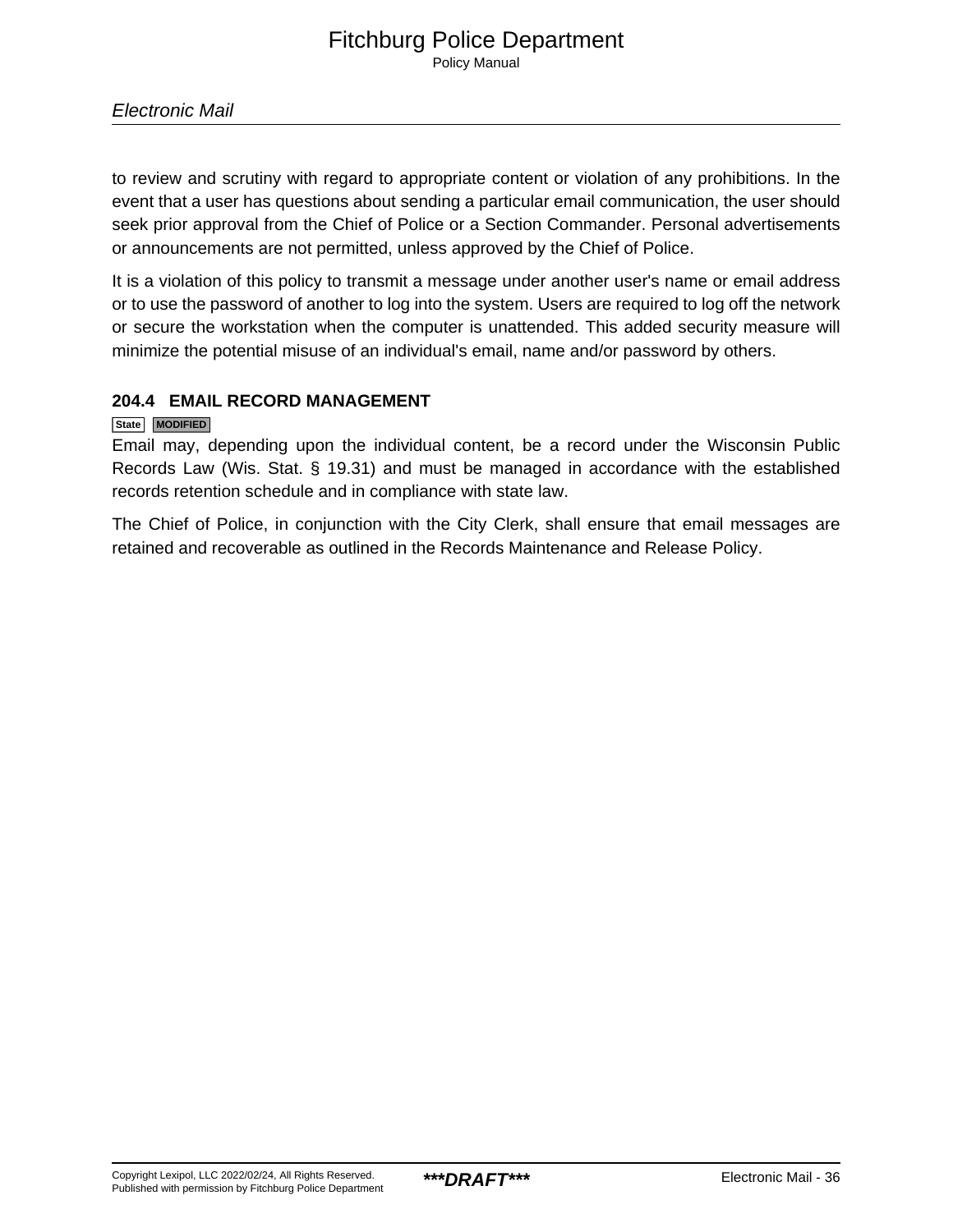to review and scrutiny with regard to appropriate content or violation of any prohibitions. In the event that a user has questions about sending a particular email communication, the user should seek prior approval from the Chief of Police or a Section Commander. Personal advertisements or announcements are not permitted, unless approved by the Chief of Police.

It is a violation of this policy to transmit a message under another user's name or email address or to use the password of another to log into the system. Users are required to log off the network or secure the workstation when the computer is unattended. This added security measure will minimize the potential misuse of an individual's email, name and/or password by others.

### 204.4 EMAIL RECORD MANAGEMENT

State MODIFIED

Email may, depending upon the individual content, be a record under the Wisconsin Public Records Law (Wis. Stat. § 19.31) and must be managed in accordance with the established records retention schedule and in compliance with state law.

The Chief of Police, in conjunction with the City Clerk, shall ensure that email messages are retained and recoverable as outlined in the Records Maintenance and Release Policy.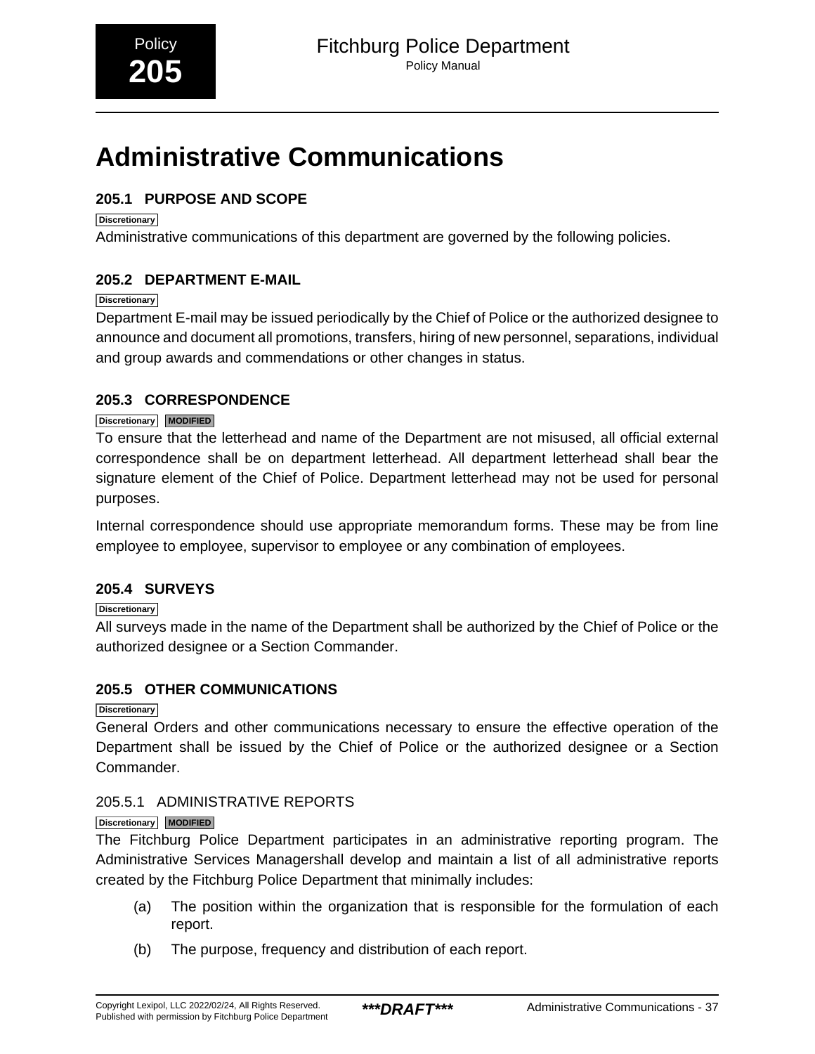Policy
**205**

# Administrative Communications

## 205.1 PURPOSE AND SCOPE

Discretionary

Administrative communications of this department are governed by the following policies.

## 205.2 DEPARTMENT E-MAIL

Discretionary

Department E-mail may be issued periodically by the Chief of Police or the authorized designee to announce and document all promotions, transfers, hiring of new personnel, separations, individual and group awards and commendations or other changes in status.

## 205.3 CORRESPONDENCE

Discretionary MODIFIED

To ensure that the letterhead and name of the Department are not misused, all official external correspondence shall be on department letterhead. All department letterhead shall bear the signature element of the Chief of Police. Department letterhead may not be used for personal purposes.

Internal correspondence should use appropriate memorandum forms. These may be from line employee to employee, supervisor to employee or any combination of employees.

## 205.4 SURVEYS

Discretionary

All surveys made in the name of the Department shall be authorized by the Chief of Police or the authorized designee or a Section Commander.

## 205.5 OTHER COMMUNICATIONS

Discretionary

General Orders and other communications necessary to ensure the effective operation of the Department shall be issued by the Chief of Police or the authorized designee or a Section Commander.

### 205.5.1 ADMINISTRATIVE REPORTS

Discretionary MODIFIED

The Fitchburg Police Department participates in an administrative reporting program. The Administrative Services Managershall develop and maintain a list of all administrative reports created by the Fitchburg Police Department that minimally includes:

(a) The position within the organization that is responsible for the formulation of each report.

(b) The purpose, frequency and distribution of each report.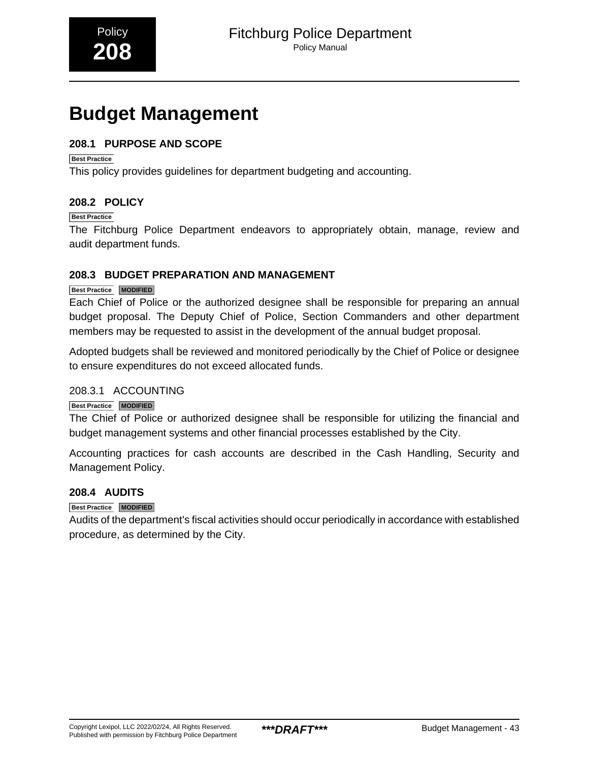Policy
**208**

# Budget Management

## 208.1 PURPOSE AND SCOPE

Best Practice

This policy provides guidelines for department budgeting and accounting.

## 208.2 POLICY

Best Practice

The Fitchburg Police Department endeavors to appropriately obtain, manage, review and audit department funds.

## 208.3 BUDGET PREPARATION AND MANAGEMENT

Best Practice MODIFIED

Each Chief of Police or the authorized designee shall be responsible for preparing an annual budget proposal. The Deputy Chief of Police, Section Commanders and other department members may be requested to assist in the development of the annual budget proposal.

Adopted budgets shall be reviewed and monitored periodically by the Chief of Police or designee to ensure expenditures do not exceed allocated funds.

### 208.3.1 ACCOUNTING

Best Practice MODIFIED

The Chief of Police or authorized designee shall be responsible for utilizing the financial and budget management systems and other financial processes established by the City.

Accounting practices for cash accounts are described in the Cash Handling, Security and Management Policy.

## 208.4 AUDITS

Best Practice MODIFIED

Audits of the department's fiscal activities should occur periodically in accordance with established procedure, as determined by the City.